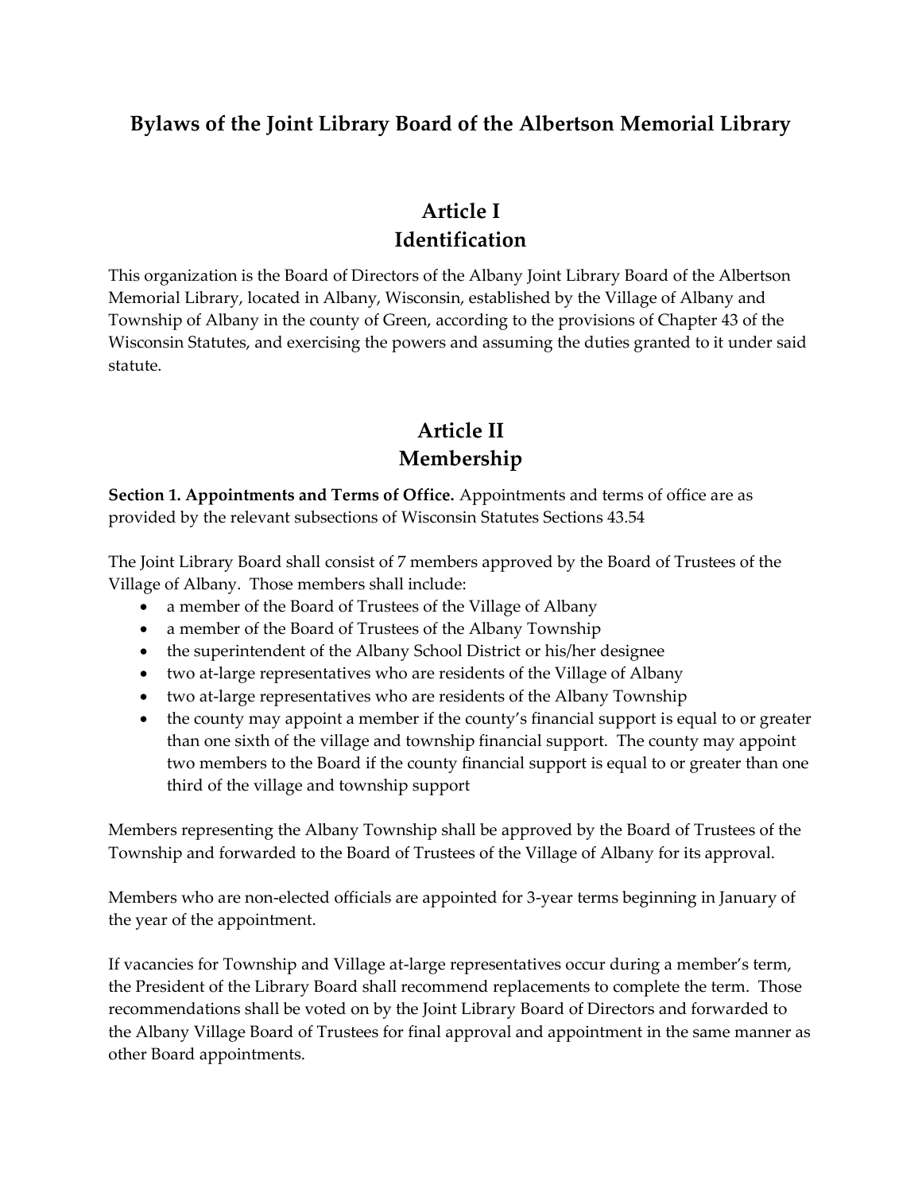# Bylaws of the Joint Library Board of the Albertson Memorial Library

## Article I
## Identification

This organization is the Board of Directors of the Albany Joint Library Board of the Albertson Memorial Library, located in Albany, Wisconsin, established by the Village of Albany and Township of Albany in the county of Green, according to the provisions of Chapter 43 of the Wisconsin Statutes, and exercising the powers and assuming the duties granted to it under said statute.

## Article II
## Membership

**Section 1. Appointments and Terms of Office.** Appointments and terms of office are as provided by the relevant subsections of Wisconsin Statutes Sections 43.54

The Joint Library Board shall consist of 7 members approved by the Board of Trustees of the Village of Albany. Those members shall include:

- a member of the Board of Trustees of the Village of Albany
- a member of the Board of Trustees of the Albany Township
- the superintendent of the Albany School District or his/her designee
- two at-large representatives who are residents of the Village of Albany
- two at-large representatives who are residents of the Albany Township
- the county may appoint a member if the county's financial support is equal to or greater than one sixth of the village and township financial support. The county may appoint two members to the Board if the county financial support is equal to or greater than one third of the village and township support

Members representing the Albany Township shall be approved by the Board of Trustees of the Township and forwarded to the Board of Trustees of the Village of Albany for its approval.

Members who are non-elected officials are appointed for 3-year terms beginning in January of the year of the appointment.

If vacancies for Township and Village at-large representatives occur during a member's term, the President of the Library Board shall recommend replacements to complete the term. Those recommendations shall be voted on by the Joint Library Board of Directors and forwarded to the Albany Village Board of Trustees for final approval and appointment in the same manner as other Board appointments.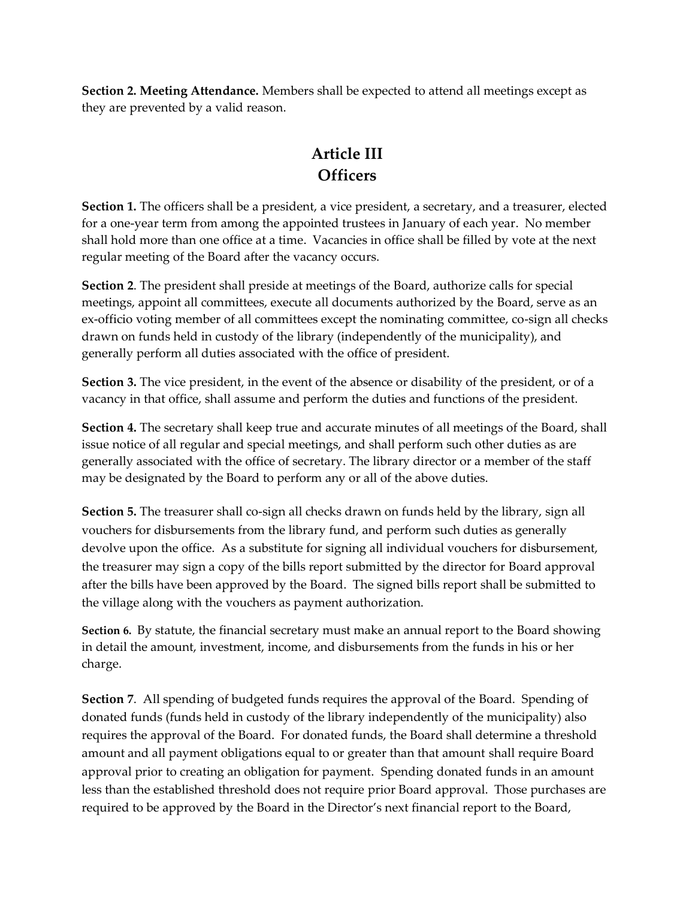**Section 2. Meeting Attendance.** Members shall be expected to attend all meetings except as they are prevented by a valid reason.

## Article III
## Officers

**Section 1.** The officers shall be a president, a vice president, a secretary, and a treasurer, elected for a one-year term from among the appointed trustees in January of each year. No member shall hold more than one office at a time. Vacancies in office shall be filled by vote at the next regular meeting of the Board after the vacancy occurs.

**Section 2**. The president shall preside at meetings of the Board, authorize calls for special meetings, appoint all committees, execute all documents authorized by the Board, serve as an ex-officio voting member of all committees except the nominating committee, co-sign all checks drawn on funds held in custody of the library (independently of the municipality), and generally perform all duties associated with the office of president.

**Section 3.** The vice president, in the event of the absence or disability of the president, or of a vacancy in that office, shall assume and perform the duties and functions of the president.

**Section 4.** The secretary shall keep true and accurate minutes of all meetings of the Board, shall issue notice of all regular and special meetings, and shall perform such other duties as are generally associated with the office of secretary. The library director or a member of the staff may be designated by the Board to perform any or all of the above duties.

**Section 5.** The treasurer shall co-sign all checks drawn on funds held by the library, sign all vouchers for disbursements from the library fund, and perform such duties as generally devolve upon the office. As a substitute for signing all individual vouchers for disbursement, the treasurer may sign a copy of the bills report submitted by the director for Board approval after the bills have been approved by the Board. The signed bills report shall be submitted to the village along with the vouchers as payment authorization.

**Section 6.** By statute, the financial secretary must make an annual report to the Board showing in detail the amount, investment, income, and disbursements from the funds in his or her charge.

**Section 7**. All spending of budgeted funds requires the approval of the Board. Spending of donated funds (funds held in custody of the library independently of the municipality) also requires the approval of the Board. For donated funds, the Board shall determine a threshold amount and all payment obligations equal to or greater than that amount shall require Board approval prior to creating an obligation for payment. Spending donated funds in an amount less than the established threshold does not require prior Board approval. Those purchases are required to be approved by the Board in the Director's next financial report to the Board,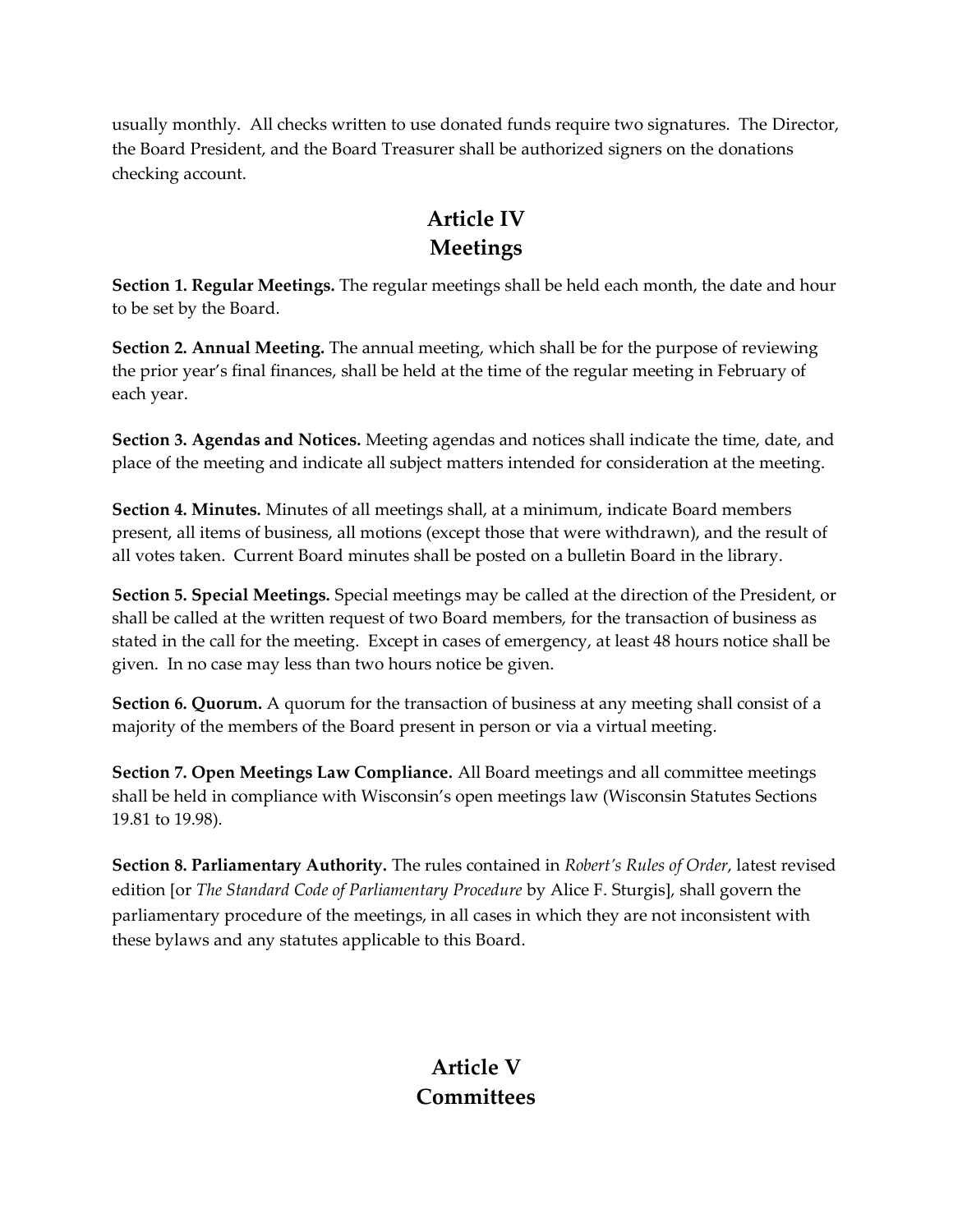usually monthly. All checks written to use donated funds require two signatures. The Director, the Board President, and the Board Treasurer shall be authorized signers on the donations checking account.

## Article IV
## Meetings

**Section 1. Regular Meetings.** The regular meetings shall be held each month, the date and hour to be set by the Board.

**Section 2. Annual Meeting.** The annual meeting, which shall be for the purpose of reviewing the prior year's final finances, shall be held at the time of the regular meeting in February of each year.

**Section 3. Agendas and Notices.** Meeting agendas and notices shall indicate the time, date, and place of the meeting and indicate all subject matters intended for consideration at the meeting.

**Section 4. Minutes.** Minutes of all meetings shall, at a minimum, indicate Board members present, all items of business, all motions (except those that were withdrawn), and the result of all votes taken. Current Board minutes shall be posted on a bulletin Board in the library.

**Section 5. Special Meetings.** Special meetings may be called at the direction of the President, or shall be called at the written request of two Board members, for the transaction of business as stated in the call for the meeting. Except in cases of emergency, at least 48 hours notice shall be given. In no case may less than two hours notice be given.

**Section 6. Quorum.** A quorum for the transaction of business at any meeting shall consist of a majority of the members of the Board present in person or via a virtual meeting.

**Section 7. Open Meetings Law Compliance.** All Board meetings and all committee meetings shall be held in compliance with Wisconsin's open meetings law (Wisconsin Statutes Sections 19.81 to 19.98).

**Section 8. Parliamentary Authority.** The rules contained in *Robert's Rules of Order*, latest revised edition [or *The Standard Code of Parliamentary Procedure* by Alice F. Sturgis], shall govern the parliamentary procedure of the meetings, in all cases in which they are not inconsistent with these bylaws and any statutes applicable to this Board.

## Article V
## Committees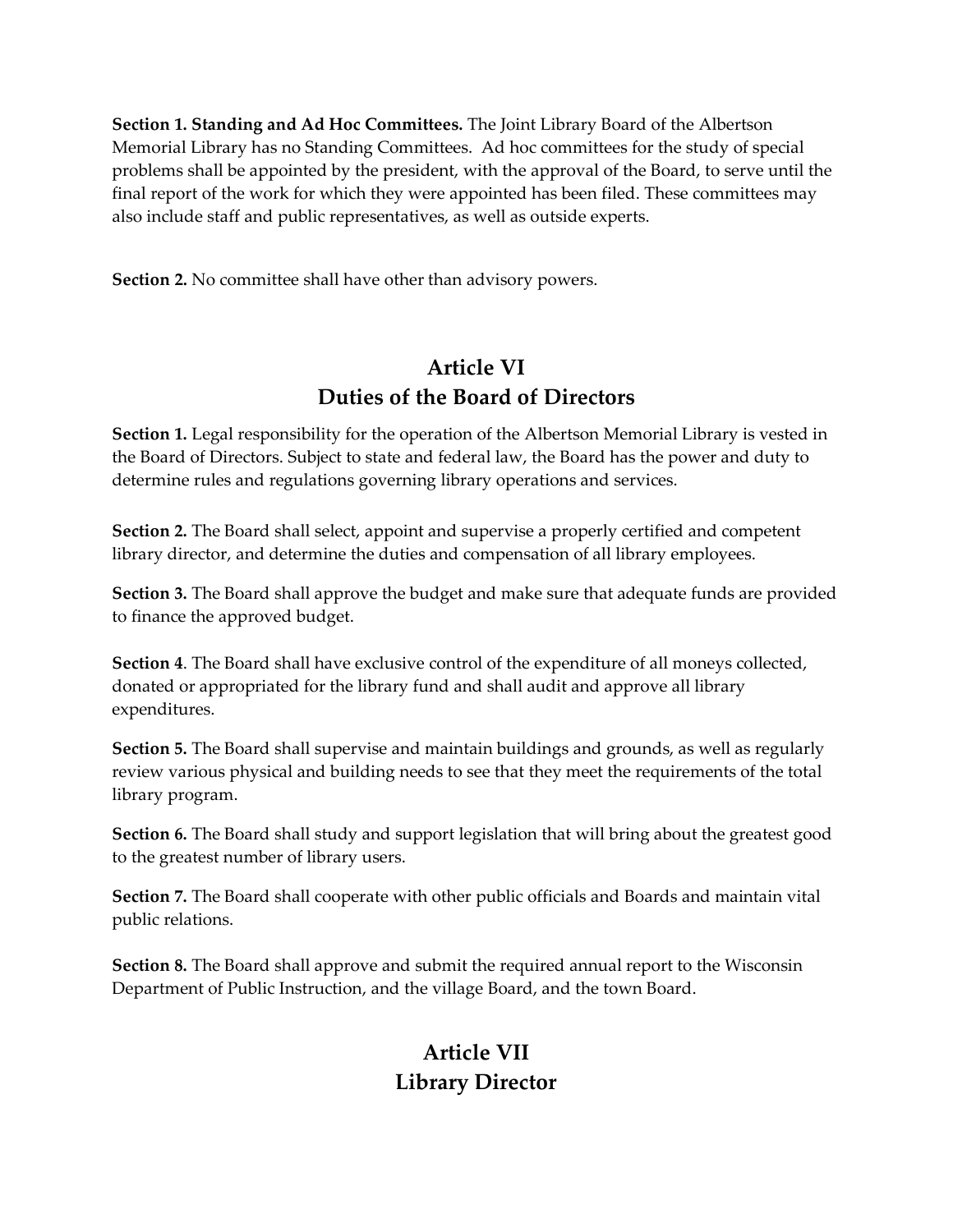**Section 1. Standing and Ad Hoc Committees.** The Joint Library Board of the Albertson Memorial Library has no Standing Committees. Ad hoc committees for the study of special problems shall be appointed by the president, with the approval of the Board, to serve until the final report of the work for which they were appointed has been filed. These committees may also include staff and public representatives, as well as outside experts.

**Section 2.** No committee shall have other than advisory powers.

## Article VI
## Duties of the Board of Directors

**Section 1.** Legal responsibility for the operation of the Albertson Memorial Library is vested in the Board of Directors. Subject to state and federal law, the Board has the power and duty to determine rules and regulations governing library operations and services.

**Section 2.** The Board shall select, appoint and supervise a properly certified and competent library director, and determine the duties and compensation of all library employees.

**Section 3.** The Board shall approve the budget and make sure that adequate funds are provided to finance the approved budget.

**Section 4**. The Board shall have exclusive control of the expenditure of all moneys collected, donated or appropriated for the library fund and shall audit and approve all library expenditures.

**Section 5.** The Board shall supervise and maintain buildings and grounds, as well as regularly review various physical and building needs to see that they meet the requirements of the total library program.

**Section 6.** The Board shall study and support legislation that will bring about the greatest good to the greatest number of library users.

**Section 7.** The Board shall cooperate with other public officials and Boards and maintain vital public relations.

**Section 8.** The Board shall approve and submit the required annual report to the Wisconsin Department of Public Instruction, and the village Board, and the town Board.

## Article VII
## Library Director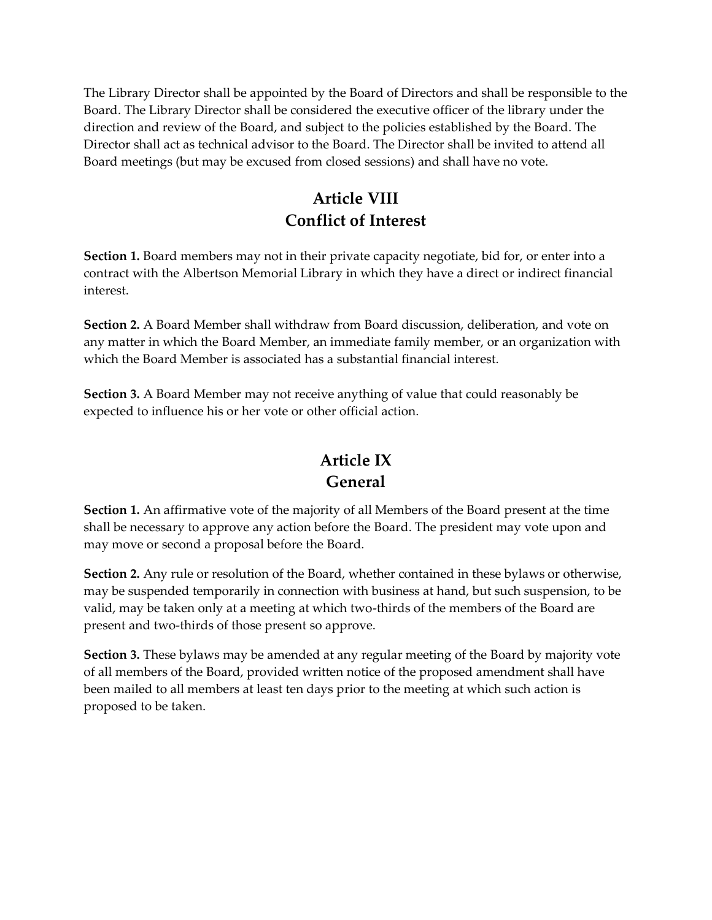The Library Director shall be appointed by the Board of Directors and shall be responsible to the Board. The Library Director shall be considered the executive officer of the library under the direction and review of the Board, and subject to the policies established by the Board. The Director shall act as technical advisor to the Board. The Director shall be invited to attend all Board meetings (but may be excused from closed sessions) and shall have no vote.

## Article VIII
## Conflict of Interest

**Section 1.** Board members may not in their private capacity negotiate, bid for, or enter into a contract with the Albertson Memorial Library in which they have a direct or indirect financial interest.

**Section 2.** A Board Member shall withdraw from Board discussion, deliberation, and vote on any matter in which the Board Member, an immediate family member, or an organization with which the Board Member is associated has a substantial financial interest.

**Section 3.** A Board Member may not receive anything of value that could reasonably be expected to influence his or her vote or other official action.

## Article IX
## General

**Section 1.** An affirmative vote of the majority of all Members of the Board present at the time shall be necessary to approve any action before the Board. The president may vote upon and may move or second a proposal before the Board.

**Section 2.** Any rule or resolution of the Board, whether contained in these bylaws or otherwise, may be suspended temporarily in connection with business at hand, but such suspension, to be valid, may be taken only at a meeting at which two-thirds of the members of the Board are present and two-thirds of those present so approve.

**Section 3.** These bylaws may be amended at any regular meeting of the Board by majority vote of all members of the Board, provided written notice of the proposed amendment shall have been mailed to all members at least ten days prior to the meeting at which such action is proposed to be taken.